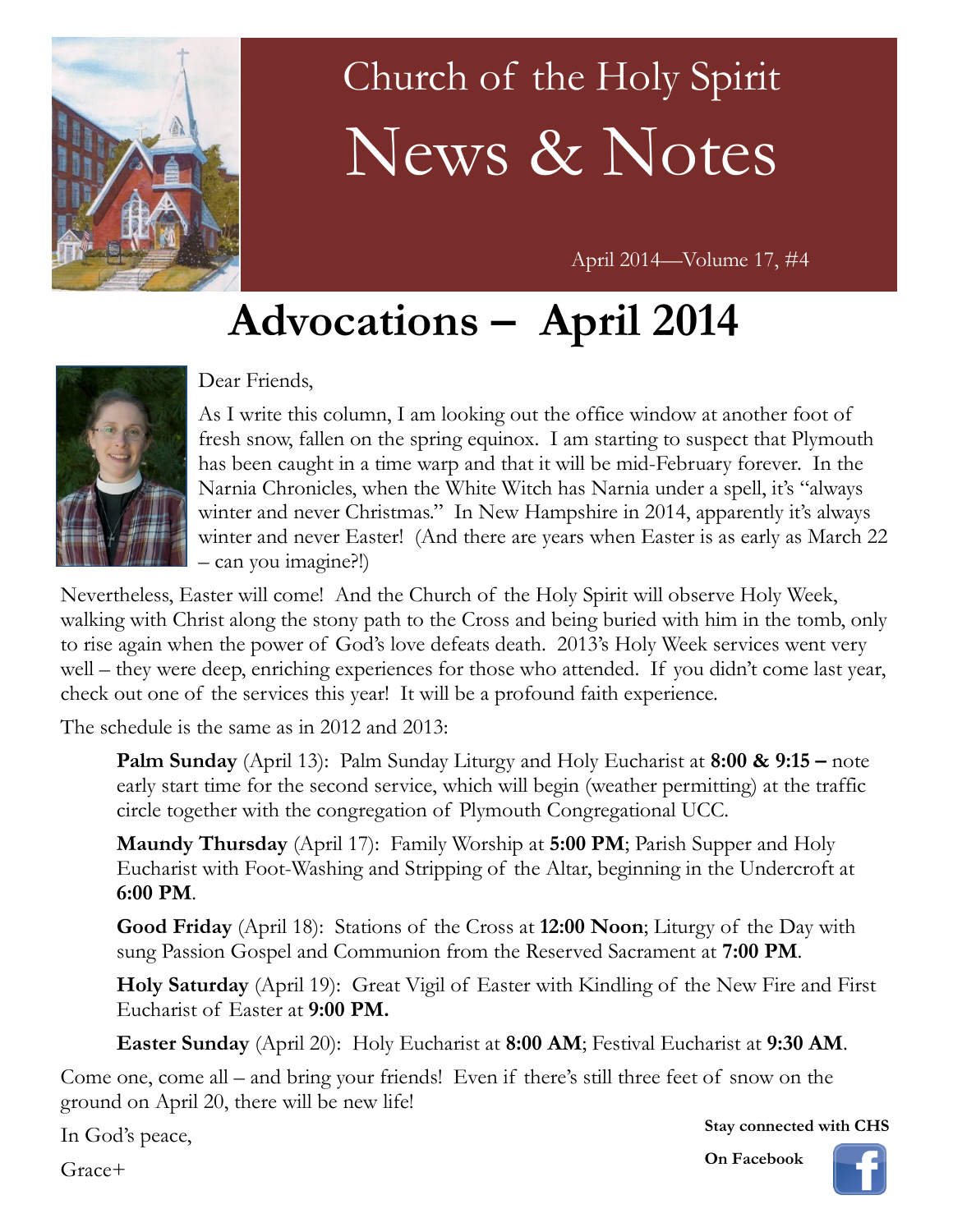# Church of the Holy Spirit

# News & Notes

April 2014—Volume 17, #4

## Advocations – April 2014

Dear Friends,

As I write this column, I am looking out the office window at another foot of fresh snow, fallen on the spring equinox. I am starting to suspect that Plymouth has been caught in a time warp and that it will be mid-February forever. In the Narnia Chronicles, when the White Witch has Narnia under a spell, it's "always winter and never Christmas." In New Hampshire in 2014, apparently it's always winter and never Easter! (And there are years when Easter is as early as March 22 – can you imagine?!)

Nevertheless, Easter will come! And the Church of the Holy Spirit will observe Holy Week, walking with Christ along the stony path to the Cross and being buried with him in the tomb, only to rise again when the power of God's love defeats death. 2013's Holy Week services went very well – they were deep, enriching experiences for those who attended. If you didn't come last year, check out one of the services this year! It will be a profound faith experience.

The schedule is the same as in 2012 and 2013:

> **Palm Sunday** (April 13): Palm Sunday Liturgy and Holy Eucharist at **8:00 & 9:15 –** note early start time for the second service, which will begin (weather permitting) at the traffic circle together with the congregation of Plymouth Congregational UCC.
>
> **Maundy Thursday** (April 17): Family Worship at **5:00 PM**; Parish Supper and Holy Eucharist with Foot-Washing and Stripping of the Altar, beginning in the Undercroft at **6:00 PM**.
>
> **Good Friday** (April 18): Stations of the Cross at **12:00 Noon**; Liturgy of the Day with sung Passion Gospel and Communion from the Reserved Sacrament at **7:00 PM**.
>
> **Holy Saturday** (April 19): Great Vigil of Easter with Kindling of the New Fire and First Eucharist of Easter at **9:00 PM.**
>
> **Easter Sunday** (April 20): Holy Eucharist at **8:00 AM**; Festival Eucharist at **9:30 AM**.

Come one, come all – and bring your friends! Even if there's still three feet of snow on the ground on April 20, there will be new life!

In God's peace,

Grace+

**Stay connected with CHS**

**On Facebook**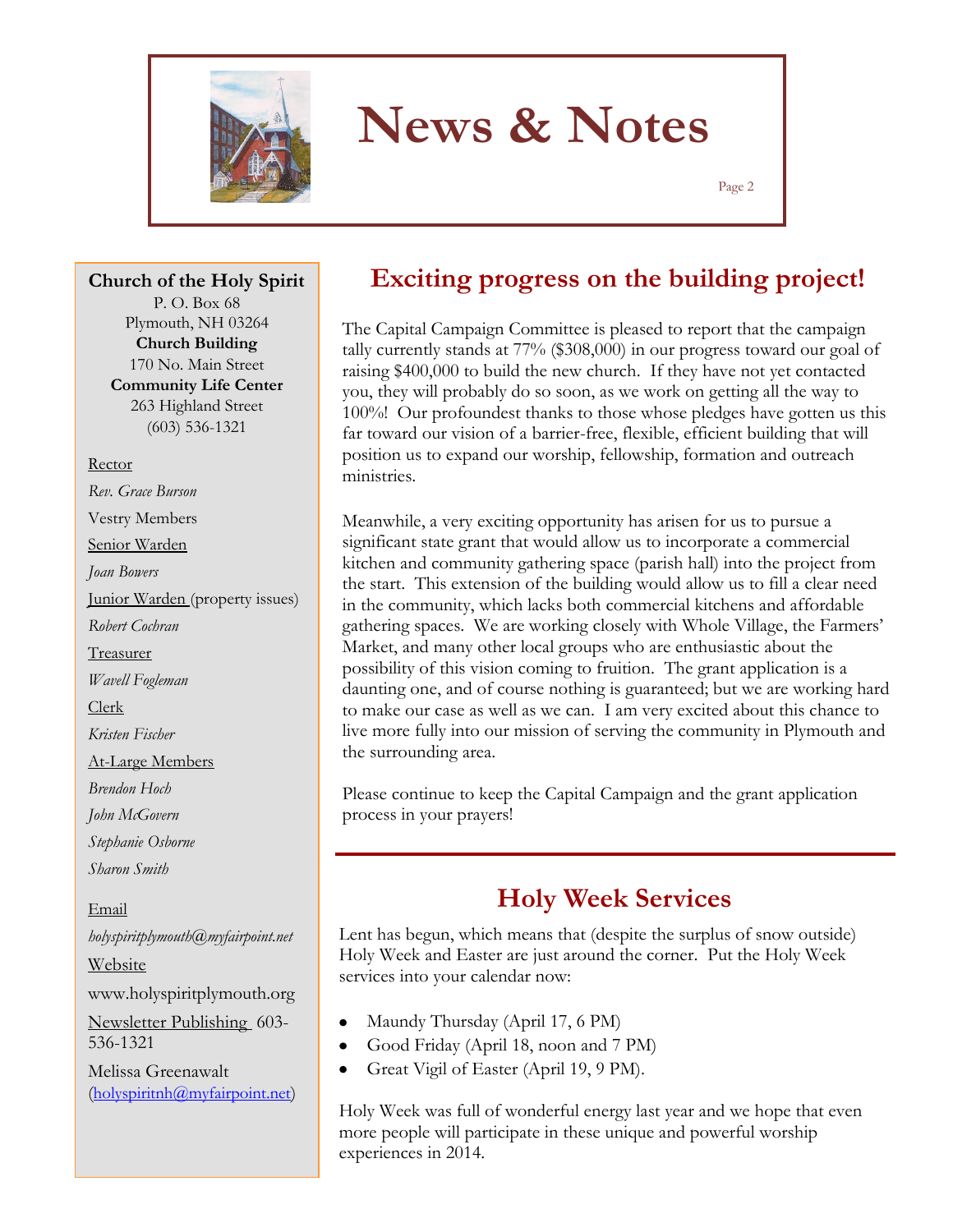# News & Notes

**Church of the Holy Spirit**
P. O. Box 68
Plymouth, NH 03264
**Church Building**
170 No. Main Street
**Community Life Center**
263 Highland Street
(603) 536-1321

Rector
*Rev. Grace Burson*
Vestry Members
Senior Warden
*Joan Bowers*
Junior Warden (property issues)
*Robert Cochran*
Treasurer
*Wavell Fogleman*
Clerk
*Kristen Fischer*
At-Large Members
*Brendon Hoch*
*John McGovern*
*Stephanie Osborne*
*Sharon Smith*

Email
*holyspiritplymouth@myfairpoint.net*
Website
www.holyspiritplymouth.org
Newsletter Publishing 603-536-1321
Melissa Greenawalt (holyspiritnh@myfairpoint.net)

## Exciting progress on the building project!

The Capital Campaign Committee is pleased to report that the campaign tally currently stands at 77% ($308,000) in our progress toward our goal of raising $400,000 to build the new church. If they have not yet contacted you, they will probably do so soon, as we work on getting all the way to 100%! Our profoundest thanks to those whose pledges have gotten us this far toward our vision of a barrier-free, flexible, efficient building that will position us to expand our worship, fellowship, formation and outreach ministries.

Meanwhile, a very exciting opportunity has arisen for us to pursue a significant state grant that would allow us to incorporate a commercial kitchen and community gathering space (parish hall) into the project from the start. This extension of the building would allow us to fill a clear need in the community, which lacks both commercial kitchens and affordable gathering spaces. We are working closely with Whole Village, the Farmers' Market, and many other local groups who are enthusiastic about the possibility of this vision coming to fruition. The grant application is a daunting one, and of course nothing is guaranteed; but we are working hard to make our case as well as we can. I am very excited about this chance to live more fully into our mission of serving the community in Plymouth and the surrounding area.

Please continue to keep the Capital Campaign and the grant application process in your prayers!

## Holy Week Services

Lent has begun, which means that (despite the surplus of snow outside) Holy Week and Easter are just around the corner. Put the Holy Week services into your calendar now:

- Maundy Thursday (April 17, 6 PM)
- Good Friday (April 18, noon and 7 PM)
- Great Vigil of Easter (April 19, 9 PM).

Holy Week was full of wonderful energy last year and we hope that even more people will participate in these unique and powerful worship experiences in 2014.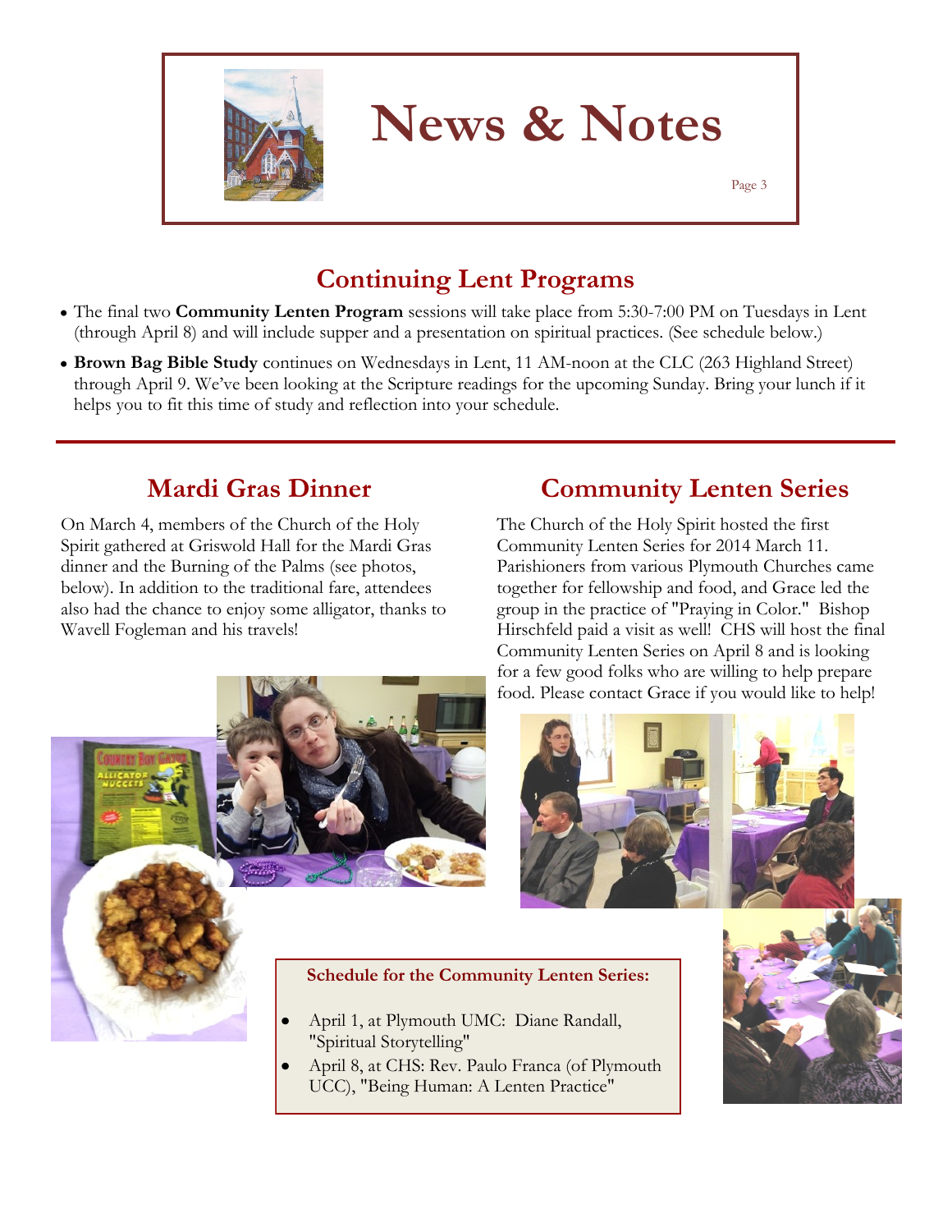# News & Notes

## Continuing Lent Programs

- The final two **Community Lenten Program** sessions will take place from 5:30-7:00 PM on Tuesdays in Lent (through April 8) and will include supper and a presentation on spiritual practices. (See schedule below.)
- **Brown Bag Bible Study** continues on Wednesdays in Lent, 11 AM-noon at the CLC (263 Highland Street) through April 9. We've been looking at the Scripture readings for the upcoming Sunday. Bring your lunch if it helps you to fit this time of study and reflection into your schedule.

## Mardi Gras Dinner

On March 4, members of the Church of the Holy Spirit gathered at Griswold Hall for the Mardi Gras dinner and the Burning of the Palms (see photos, below). In addition to the traditional fare, attendees also had the chance to enjoy some alligator, thanks to Wavell Fogleman and his travels!

## Community Lenten Series

The Church of the Holy Spirit hosted the first Community Lenten Series for 2014 March 11. Parishioners from various Plymouth Churches came together for fellowship and food, and Grace led the group in the practice of "Praying in Color." Bishop Hirschfeld paid a visit as well! CHS will host the final Community Lenten Series on April 8 and is looking for a few good folks who are willing to help prepare food. Please contact Grace if you would like to help!

**Schedule for the Community Lenten Series:**

- April 1, at Plymouth UMC: Diane Randall, "Spiritual Storytelling"
- April 8, at CHS: Rev. Paulo Franca (of Plymouth UCC), "Being Human: A Lenten Practice"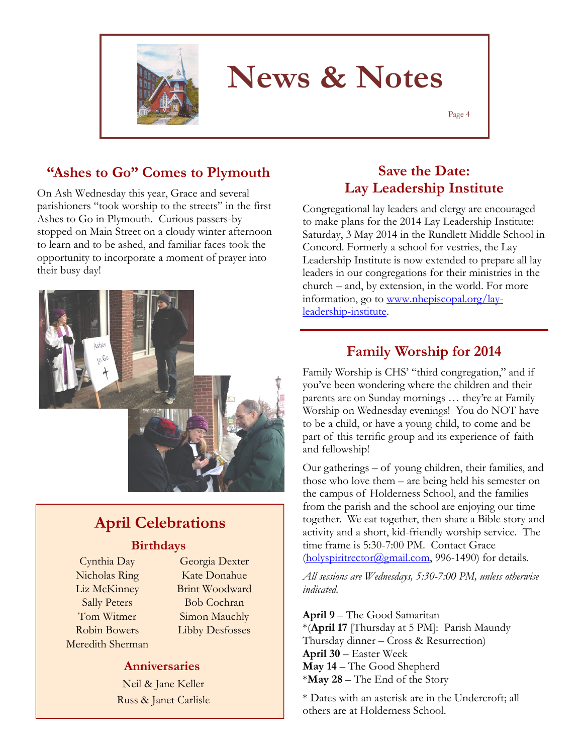# News & Notes

## "Ashes to Go" Comes to Plymouth

On Ash Wednesday this year, Grace and several parishioners "took worship to the streets" in the first Ashes to Go in Plymouth. Curious passers-by stopped on Main Street on a cloudy winter afternoon to learn and to be ashed, and familiar faces took the opportunity to incorporate a moment of prayer into their busy day!

## April Celebrations

### Birthdays

Cynthia Day
Nicholas Ring
Liz McKinney
Sally Peters
Tom Witmer
Robin Bowers
Meredith Sherman
Georgia Dexter
Kate Donahue
Brint Woodward
Bob Cochran
Simon Mauchly
Libby Desfosses

### Anniversaries

Neil & Jane Keller
Russ & Janet Carlisle

## Save the Date: Lay Leadership Institute

Congregational lay leaders and clergy are encouraged to make plans for the 2014 Lay Leadership Institute: Saturday, 3 May 2014 in the Rundlett Middle School in Concord. Formerly a school for vestries, the Lay Leadership Institute is now extended to prepare all lay leaders in our congregations for their ministries in the church – and, by extension, in the world. For more information, go to www.nhepiscopal.org/lay-leadership-institute.

## Family Worship for 2014

Family Worship is CHS' "third congregation," and if you've been wondering where the children and their parents are on Sunday mornings … they're at Family Worship on Wednesday evenings! You do NOT have to be a child, or have a young child, to come and be part of this terrific group and its experience of faith and fellowship!

Our gatherings – of young children, their families, and those who love them – are being held his semester on the campus of Holderness School, and the families from the parish and the school are enjoying our time together. We eat together, then share a Bible story and activity and a short, kid-friendly worship service. The time frame is 5:30-7:00 PM. Contact Grace (holyspiritrector@gmail.com, 996-1490) for details.

*All sessions are Wednesdays, 5:30-7:00 PM, unless otherwise indicated.*

**April 9** – The Good Samaritan
*(**April 17** [Thursday at 5 PM]: Parish Maundy Thursday dinner – Cross & Resurrection)
**April 30** – Easter Week
**May 14** – The Good Shepherd
***May 28** – The End of the Story

* Dates with an asterisk are in the Undercroft; all others are at Holderness School.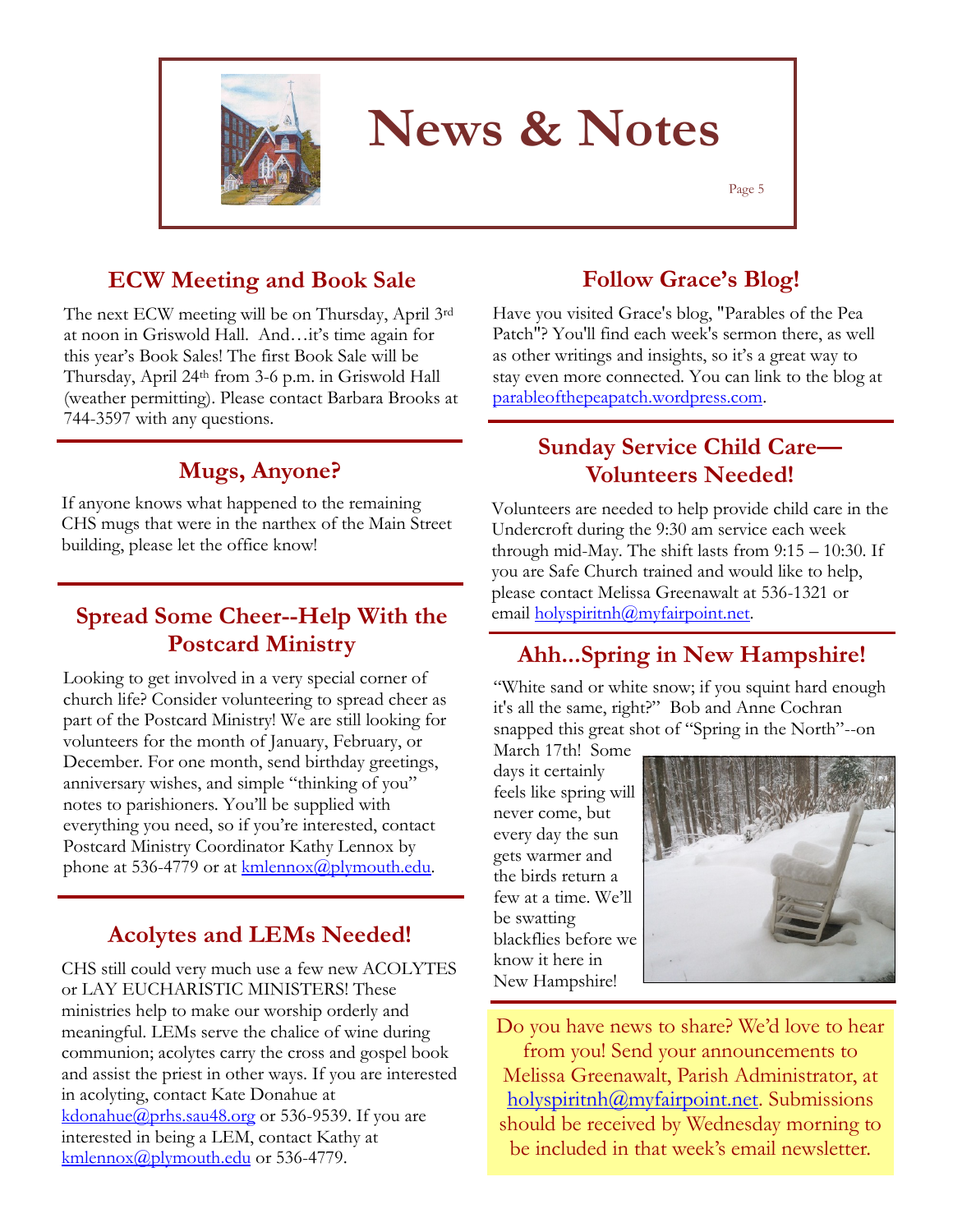# News & Notes

## ECW Meeting and Book Sale

The next ECW meeting will be on Thursday, April 3rd at noon in Griswold Hall. And…it's time again for this year's Book Sales! The first Book Sale will be Thursday, April 24th from 3-6 p.m. in Griswold Hall (weather permitting). Please contact Barbara Brooks at 744-3597 with any questions.

## Mugs, Anyone?

If anyone knows what happened to the remaining CHS mugs that were in the narthex of the Main Street building, please let the office know!

## Spread Some Cheer--Help With the Postcard Ministry

Looking to get involved in a very special corner of church life? Consider volunteering to spread cheer as part of the Postcard Ministry! We are still looking for volunteers for the month of January, February, or December. For one month, send birthday greetings, anniversary wishes, and simple "thinking of you" notes to parishioners. You'll be supplied with everything you need, so if you're interested, contact Postcard Ministry Coordinator Kathy Lennox by phone at 536-4779 or at kmlennox@plymouth.edu.

## Acolytes and LEMs Needed!

CHS still could very much use a few new ACOLYTES or LAY EUCHARISTIC MINISTERS! These ministries help to make our worship orderly and meaningful. LEMs serve the chalice of wine during communion; acolytes carry the cross and gospel book and assist the priest in other ways. If you are interested in acolyting, contact Kate Donahue at kdonahue@prhs.sau48.org or 536-9539. If you are interested in being a LEM, contact Kathy at kmlennox@plymouth.edu or 536-4779.

## Follow Grace's Blog!

Have you visited Grace's blog, "Parables of the Pea Patch"? You'll find each week's sermon there, as well as other writings and insights, so it's a great way to stay even more connected. You can link to the blog at parableofthepeapatch.wordpress.com.

## Sunday Service Child Care—Volunteers Needed!

Volunteers are needed to help provide child care in the Undercroft during the 9:30 am service each week through mid-May. The shift lasts from 9:15 – 10:30. If you are Safe Church trained and would like to help, please contact Melissa Greenawalt at 536-1321 or email holyspiritnh@myfairpoint.net.

## Ahh...Spring in New Hampshire!

"White sand or white snow; if you squint hard enough it's all the same, right?" Bob and Anne Cochran snapped this great shot of "Spring in the North"--on March 17th! Some days it certainly feels like spring will never come, but every day the sun gets warmer and the birds return a few at a time. We'll be swatting blackflies before we know it here in New Hampshire!

Do you have news to share? We'd love to hear from you! Send your announcements to Melissa Greenawalt, Parish Administrator, at holyspiritnh@myfairpoint.net. Submissions should be received by Wednesday morning to be included in that week's email newsletter.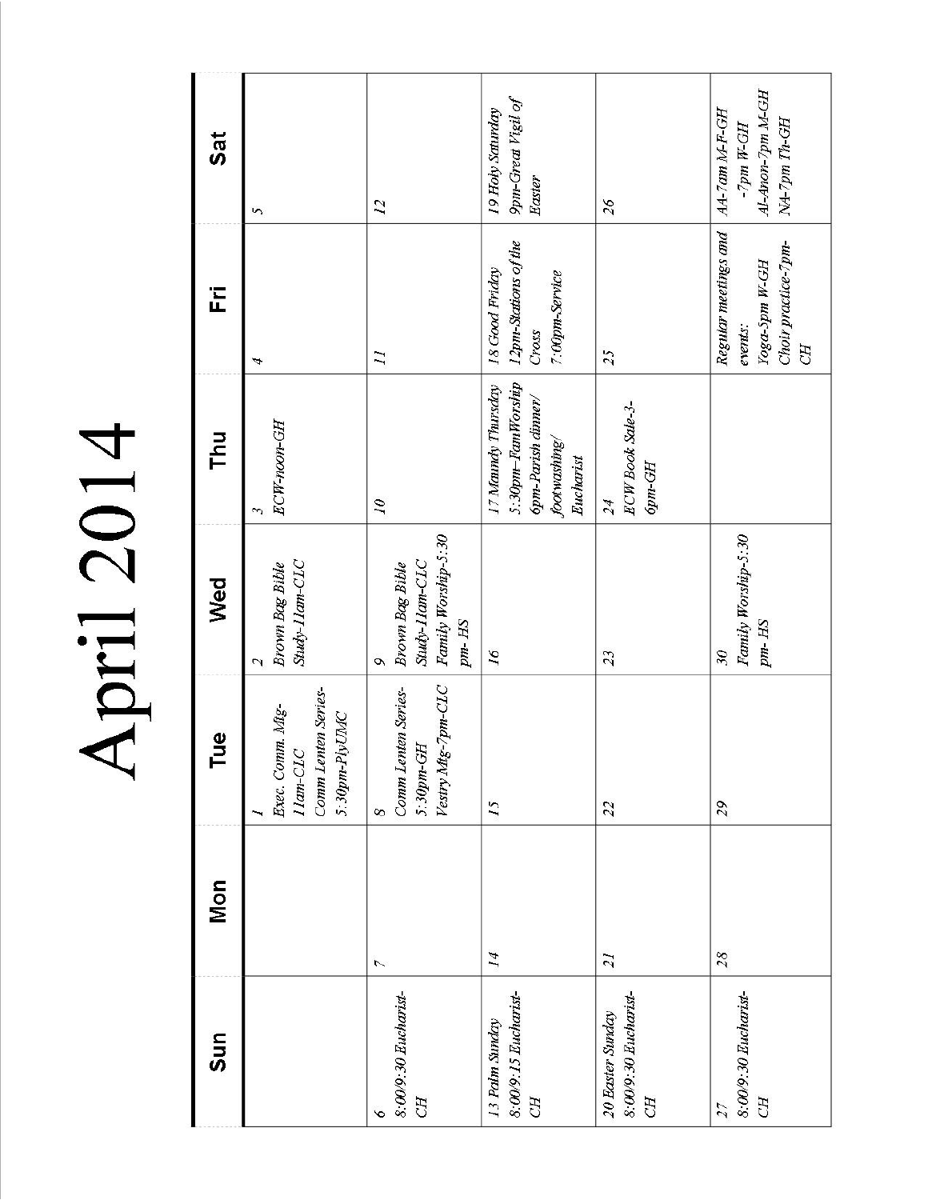# April 2014

| Sun | Mon | Tue | Wed | Thu | Fri | Sat |
|---|---|---|---|---|---|---|
| | | 1 Exec. Comm. Mtg-11am-CLC Comm Lenten Series-5:30pm-PlyUMC | 2 Brown Bag Bible Study-11am-CLC | 3 ECW-noon-GH | 4 | 5 |
| 6 8:00/9:30 Eucharist-CH | 7 | 8 Comm Lenten Series-5:30pm-GH Vestry Mtg-7pm-CLC | 9 Brown Bag Bible Study-11am-CLC Family Worship-5:30 pm- HS | 10 | 11 | 12 |
| 13 Palm Sunday 8:00/9:15 Eucharist-CH | 14 | 15 | 16 | 17 Maundy Thursday 5:30pm–FamWorship 6pm-Parish dinner/ footwashing/ Eucharist | 18 Good Friday 12pm-Stations of the Cross 7:00pm-Service | 19 Holy Saturday 9pm-Great Vigil of Easter |
| 20 Easter Sunday 8:00/9:30 Eucharist-CH | 21 | 22 | 23 | 24 ECW Book Sale-3-6pm-GH | 25 | 26 |
| 27 8:00/9:30 Eucharist-CH | 28 | 29 | 30 Family Worship-5:30 pm- HS | | Regular meetings and events: Yoga-5pm W-GH Choir practice-7pm-CH | AA-7am M-F-GH -7pm W-GH Al-Anon-7pm M-GH NA-7pm Th-GH |